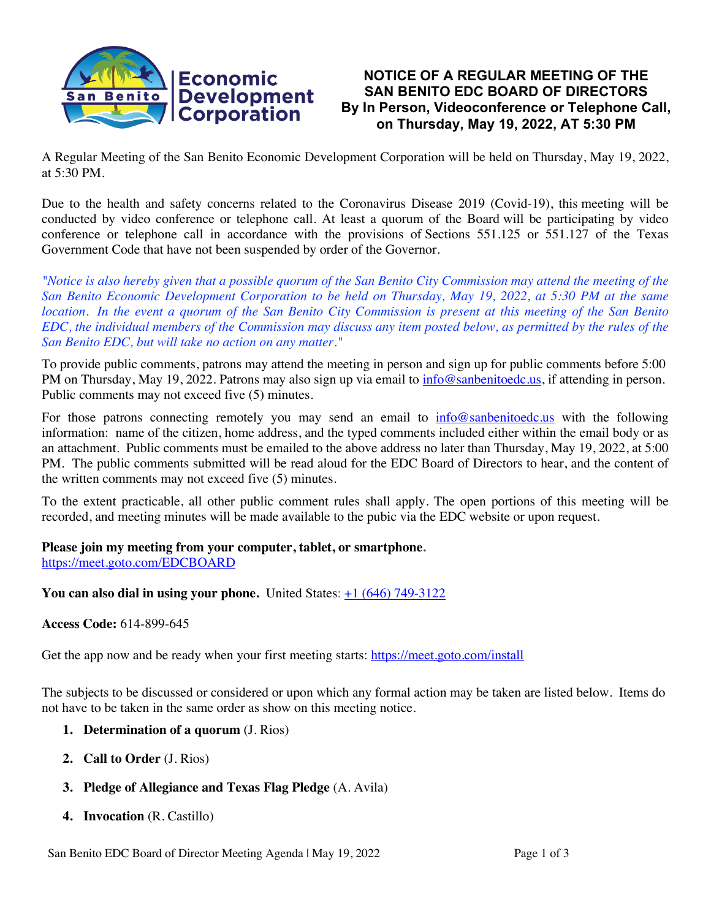# NOTICE OF A REGULAR MEETING OF THE SAN BENITO EDC BOARD OF DIRECTORS By In Person, Videoconference or Telephone Call, on Thursday, May 19, 2022, AT 5:30 PM

A Regular Meeting of the San Benito Economic Development Corporation will be held on Thursday, May 19, 2022, at 5:30 PM.

Due to the health and safety concerns related to the Coronavirus Disease 2019 (Covid-19), this meeting will be conducted by video conference or telephone call. At least a quorum of the Board will be participating by video conference or telephone call in accordance with the provisions of Sections 551.125 or 551.127 of the Texas Government Code that have not been suspended by order of the Governor.

*"Notice is also hereby given that a possible quorum of the San Benito City Commission may attend the meeting of the San Benito Economic Development Corporation to be held on Thursday, May 19, 2022, at 5:30 PM at the same location. In the event a quorum of the San Benito City Commission is present at this meeting of the San Benito EDC, the individual members of the Commission may discuss any item posted below, as permitted by the rules of the San Benito EDC, but will take no action on any matter."*

To provide public comments, patrons may attend the meeting in person and sign up for public comments before 5:00 PM on Thursday, May 19, 2022. Patrons may also sign up via email to info@sanbenitoedc.us, if attending in person. Public comments may not exceed five (5) minutes.

For those patrons connecting remotely you may send an email to info@sanbenitoedc.us with the following information: name of the citizen, home address, and the typed comments included either within the email body or as an attachment. Public comments must be emailed to the above address no later than Thursday, May 19, 2022, at 5:00 PM. The public comments submitted will be read aloud for the EDC Board of Directors to hear, and the content of the written comments may not exceed five (5) minutes.

To the extent practicable, all other public comment rules shall apply. The open portions of this meeting will be recorded, and meeting minutes will be made available to the pubic via the EDC website or upon request.

**Please join my meeting from your computer, tablet, or smartphone.**
https://meet.goto.com/EDCBOARD

**You can also dial in using your phone.** United States: +1 (646) 749-3122

**Access Code:** 614-899-645

Get the app now and be ready when your first meeting starts: https://meet.goto.com/install

The subjects to be discussed or considered or upon which any formal action may be taken are listed below. Items do not have to be taken in the same order as show on this meeting notice.

1. **Determination of a quorum** (J. Rios)
2. **Call to Order** (J. Rios)
3. **Pledge of Allegiance and Texas Flag Pledge** (A. Avila)
4. **Invocation** (R. Castillo)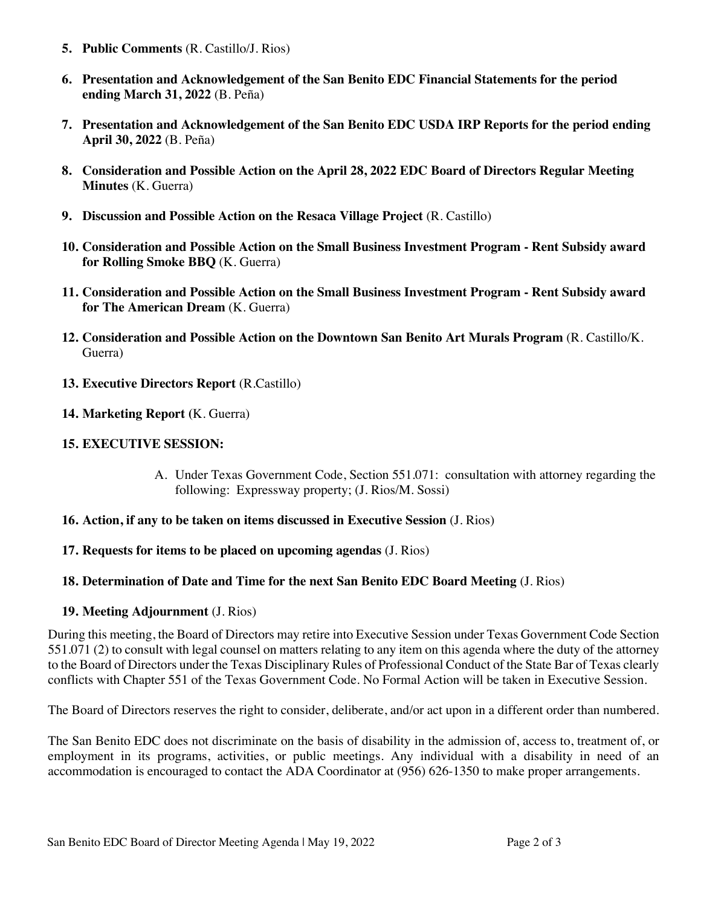5. **Public Comments** (R. Castillo/J. Rios)

6. **Presentation and Acknowledgement of the San Benito EDC Financial Statements for the period ending March 31, 2022** (B. Peña)

7. **Presentation and Acknowledgement of the San Benito EDC USDA IRP Reports for the period ending April 30, 2022** (B. Peña)

8. **Consideration and Possible Action on the April 28, 2022 EDC Board of Directors Regular Meeting Minutes** (K. Guerra)

9. **Discussion and Possible Action on the Resaca Village Project** (R. Castillo)

10. **Consideration and Possible Action on the Small Business Investment Program - Rent Subsidy award for Rolling Smoke BBQ** (K. Guerra)

11. **Consideration and Possible Action on the Small Business Investment Program - Rent Subsidy award for The American Dream** (K. Guerra)

12. **Consideration and Possible Action on the Downtown San Benito Art Murals Program** (R. Castillo/K. Guerra)

13. **Executive Directors Report** (R.Castillo)

14. **Marketing Report (**K. Guerra)

15. **EXECUTIVE SESSION:**

    A. Under Texas Government Code, Section 551.071: consultation with attorney regarding the following: Expressway property; (J. Rios/M. Sossi)

16. **Action, if any to be taken on items discussed in Executive Session** (J. Rios)

17. **Requests for items to be placed on upcoming agendas** (J. Rios)

18. **Determination of Date and Time for the next San Benito EDC Board Meeting** (J. Rios)

19. **Meeting Adjournment** (J. Rios)

During this meeting, the Board of Directors may retire into Executive Session under Texas Government Code Section 551.071 (2) to consult with legal counsel on matters relating to any item on this agenda where the duty of the attorney to the Board of Directors under the Texas Disciplinary Rules of Professional Conduct of the State Bar of Texas clearly conflicts with Chapter 551 of the Texas Government Code. No Formal Action will be taken in Executive Session.

The Board of Directors reserves the right to consider, deliberate, and/or act upon in a different order than numbered.

The San Benito EDC does not discriminate on the basis of disability in the admission of, access to, treatment of, or employment in its programs, activities, or public meetings. Any individual with a disability in need of an accommodation is encouraged to contact the ADA Coordinator at (956) 626-1350 to make proper arrangements.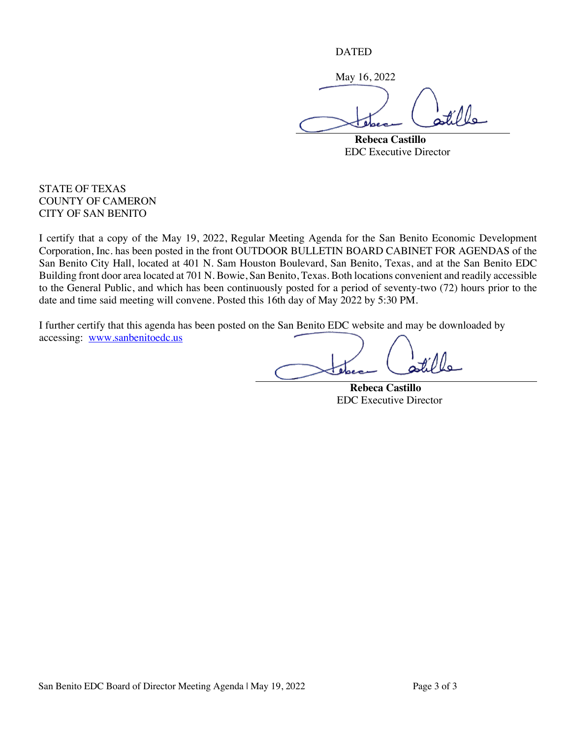DATED

May 16, 2022

**Rebeca Castillo**
EDC Executive Director

STATE OF TEXAS
COUNTY OF CAMERON
CITY OF SAN BENITO

I certify that a copy of the May 19, 2022, Regular Meeting Agenda for the San Benito Economic Development Corporation, Inc. has been posted in the front OUTDOOR BULLETIN BOARD CABINET FOR AGENDAS of the San Benito City Hall, located at 401 N. Sam Houston Boulevard, San Benito, Texas, and at the San Benito EDC Building front door area located at 701 N. Bowie, San Benito, Texas. Both locations convenient and readily accessible to the General Public, and which has been continuously posted for a period of seventy-two (72) hours prior to the date and time said meeting will convene. Posted this 16th day of May 2022 by 5:30 PM.

I further certify that this agenda has been posted on the San Benito EDC website and may be downloaded by accessing: [www.sanbenitoedc.us](http://www.sanbenitoedc.us)

**Rebeca Castillo**
EDC Executive Director